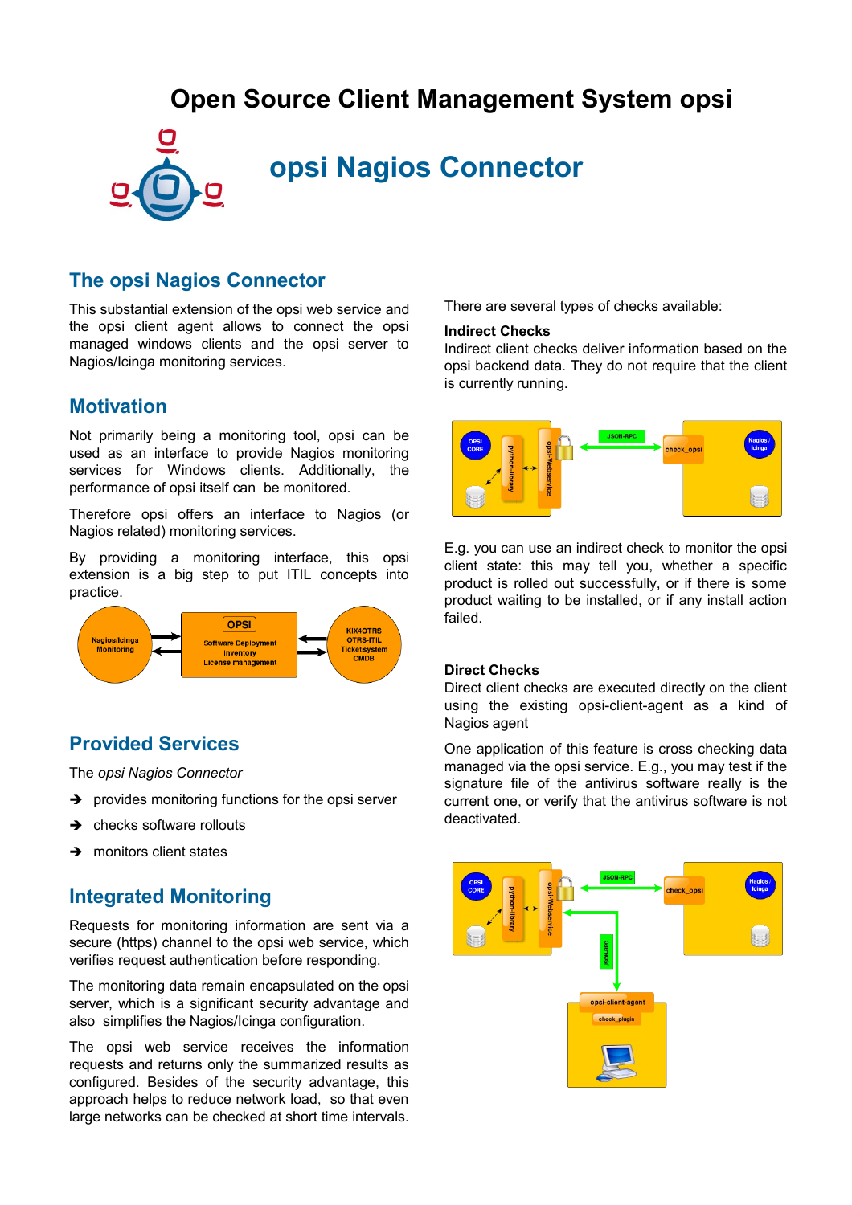# Open Source Client Management System opsi

## opsi Nagios Connector

## The opsi Nagios Connector

This substantial extension of the opsi web service and the opsi client agent allows to connect the opsi managed windows clients and the opsi server to Nagios/Icinga monitoring services.

## Motivation

Not primarily being a monitoring tool, opsi can be used as an interface to provide Nagios monitoring services for Windows clients. Additionally, the performance of opsi itself can be monitored.

Therefore opsi offers an interface to Nagios (or Nagios related) monitoring services.

By providing a monitoring interface, this opsi extension is a big step to put ITIL concepts into practice.

## Provided Services

The *opsi Nagios Connector*

- provides monitoring functions for the opsi server
- checks software rollouts
- monitors client states

## Integrated Monitoring

Requests for monitoring information are sent via a secure (https) channel to the opsi web service, which verifies request authentication before responding.

The monitoring data remain encapsulated on the opsi server, which is a significant security advantage and also simplifies the Nagios/Icinga configuration.

The opsi web service receives the information requests and returns only the summarized results as configured. Besides of the security advantage, this approach helps to reduce network load, so that even large networks can be checked at short time intervals.

There are several types of checks available:

**Indirect Checks**
Indirect client checks deliver information based on the opsi backend data. They do not require that the client is currently running.

E.g. you can use an indirect check to monitor the opsi client state: this may tell you, whether a specific product is rolled out successfully, or if there is some product waiting to be installed, or if any install action failed.

**Direct Checks**
Direct client checks are executed directly on the client using the existing opsi-client-agent as a kind of Nagios agent

One application of this feature is cross checking data managed via the opsi service. E.g., you may test if the signature file of the antivirus software really is the current one, or verify that the antivirus software is not deactivated.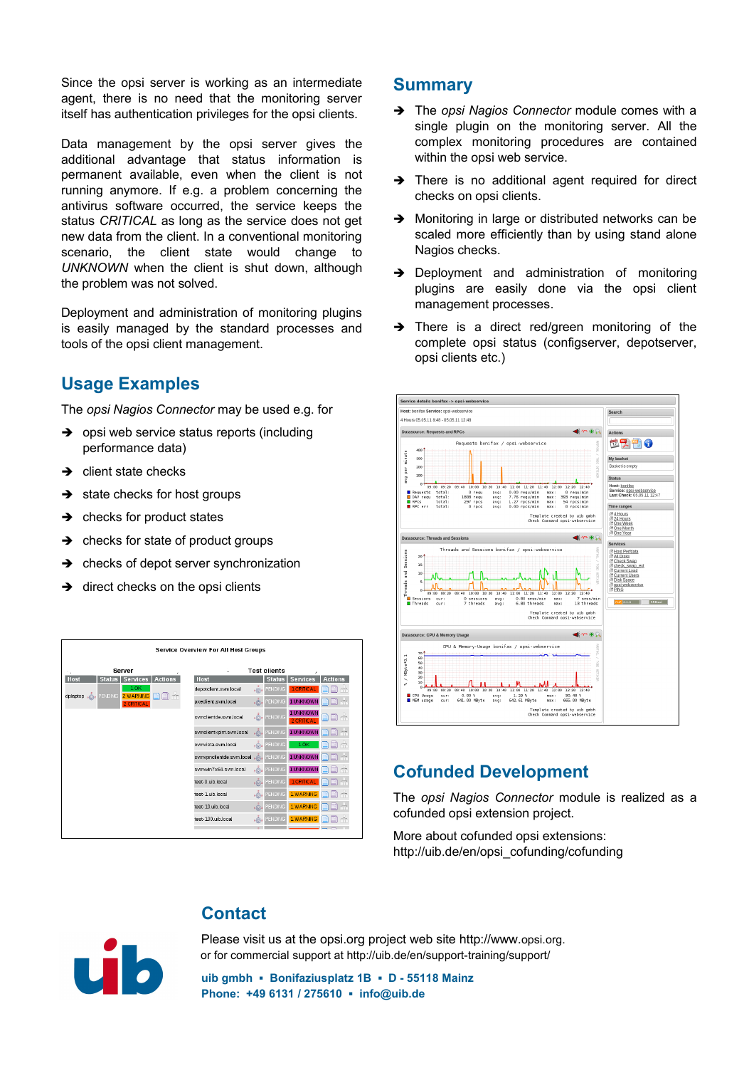Since the opsi server is working as an intermediate agent, there is no need that the monitoring server itself has authentication privileges for the opsi clients.

Data management by the opsi server gives the additional advantage that status information is permanent available, even when the client is not running anymore. If e.g. a problem concerning the antivirus software occurred, the service keeps the status *CRITICAL* as long as the service does not get new data from the client. In a conventional monitoring scenario, the client state would change to *UNKNOWN* when the client is shut down, although the problem was not solved.

Deployment and administration of monitoring plugins is easily managed by the standard processes and tools of the opsi client management.

## Usage Examples

The *opsi Nagios Connector* may be used e.g. for

- opsi web service status reports (including performance data)
- client state checks
- state checks for host groups
- checks for product states
- checks for state of product groups
- checks of depot server synchronization
- direct checks on the opsi clients

## Summary

- The *opsi Nagios Connector* module comes with a single plugin on the monitoring server. All the complex monitoring procedures are contained within the opsi web service.
- There is no additional agent required for direct checks on opsi clients.
- Monitoring in large or distributed networks can be scaled more efficiently than by using stand alone Nagios checks.
- Deployment and administration of monitoring plugins are easily done via the opsi client management processes.
- There is a direct red/green monitoring of the complete opsi status (configserver, depotserver, opsi clients etc.)

## Cofunded Development

The *opsi Nagios Connector* module is realized as a cofunded opsi extension project.

More about cofunded opsi extensions:
http://uib.de/en/opsi_cofunding/cofunding

## Contact

Please visit us at the opsi.org project web site http://www.opsi.org.
or for commercial support at http://uib.de/en/support-training/support/

**uib gmbh ▪ Bonifaziusplatz 1B ▪ D - 55118 Mainz**
**Phone: +49 6131 / 275610 ▪ info@uib.de**